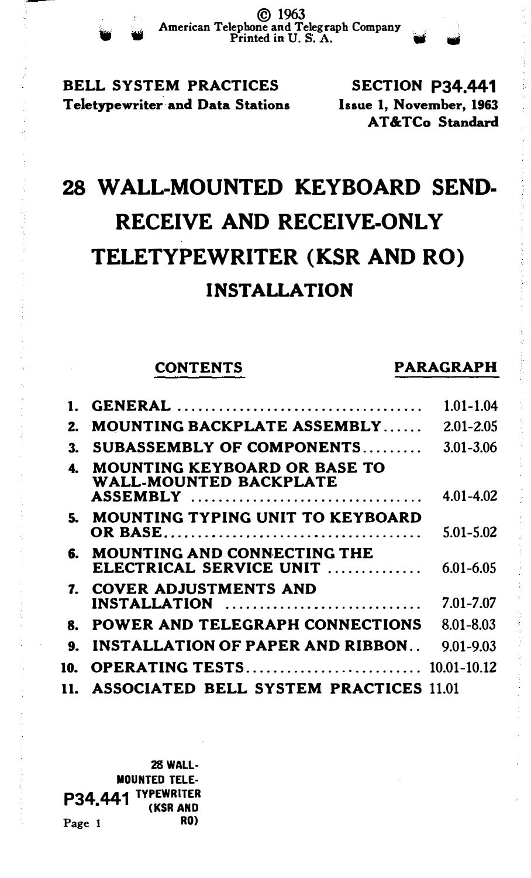© 1963
American Telephone and Telegraph Company
Printed in U. S. A.

**BELL SYSTEM PRACTICES**
**Teletypewriter and Data Stations**

**SECTION P34.441**
**Issue 1, November, 1963**
**AT&TCo Standard**

# 28 WALL-MOUNTED KEYBOARD SEND-RECEIVE AND RECEIVE-ONLY TELETYPEWRITER (KSR AND RO)

## INSTALLATION

| CONTENTS | PARAGRAPH |
|---|---|
| 1. GENERAL | 1.01-1.04 |
| 2. MOUNTING BACKPLATE ASSEMBLY | 2.01-2.05 |
| 3. SUBASSEMBLY OF COMPONENTS | 3.01-3.06 |
| 4. MOUNTING KEYBOARD OR BASE TO WALL-MOUNTED BACKPLATE ASSEMBLY | 4.01-4.02 |
| 5. MOUNTING TYPING UNIT TO KEYBOARD OR BASE | 5.01-5.02 |
| 6. MOUNTING AND CONNECTING THE ELECTRICAL SERVICE UNIT | 6.01-6.05 |
| 7. COVER ADJUSTMENTS AND INSTALLATION | 7.01-7.07 |
| 8. POWER AND TELEGRAPH CONNECTIONS | 8.01-8.03 |
| 9. INSTALLATION OF PAPER AND RIBBON | 9.01-9.03 |
| 10. OPERATING TESTS | 10.01-10.12 |
| 11. ASSOCIATED BELL SYSTEM PRACTICES | 11.01 |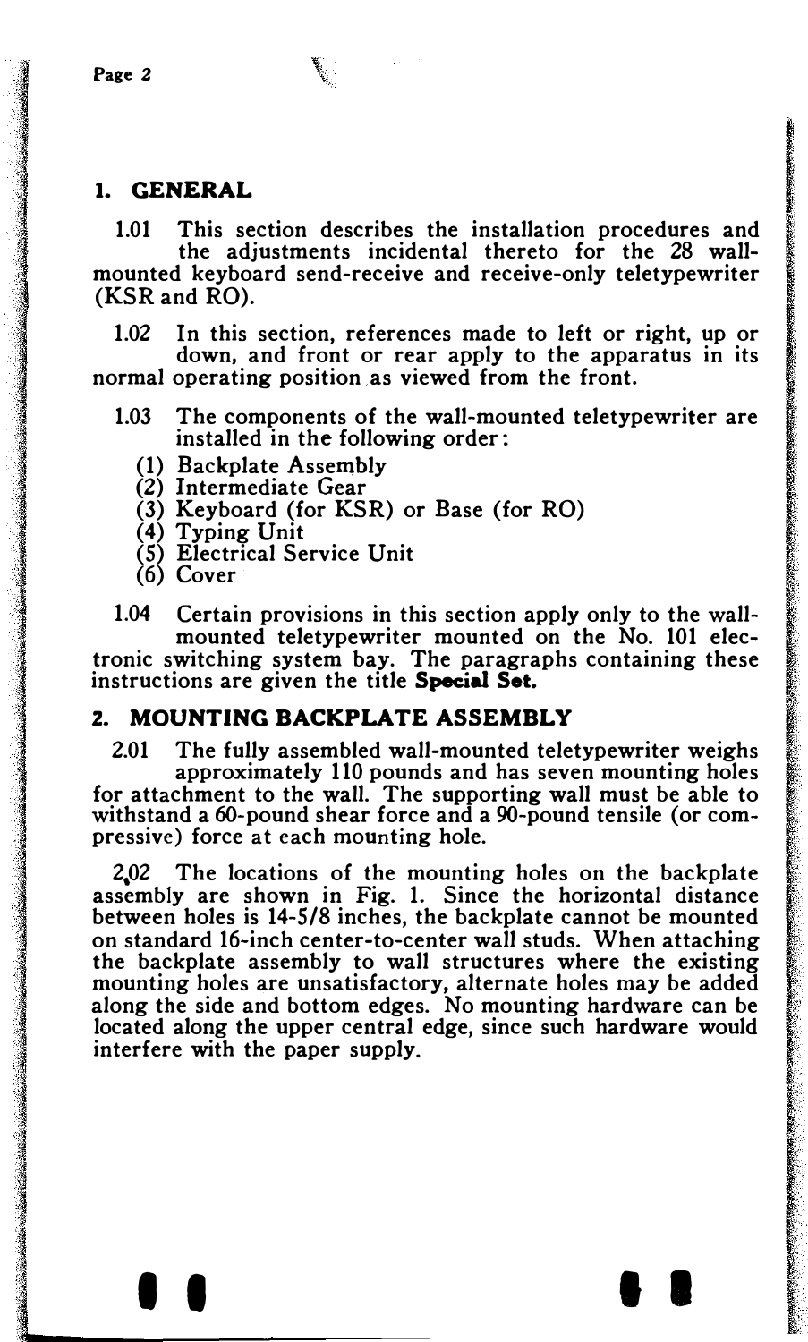## 1. GENERAL

1.01 This section describes the installation procedures and the adjustments incidental thereto for the 28 wall-mounted keyboard send-receive and receive-only teletypewriter (KSR and RO).

1.02 In this section, references made to left or right, up or down, and front or rear apply to the apparatus in its normal operating position as viewed from the front.

1.03 The components of the wall-mounted teletypewriter are installed in the following order:

(1) Backplate Assembly
(2) Intermediate Gear
(3) Keyboard (for KSR) or Base (for RO)
(4) Typing Unit
(5) Electrical Service Unit
(6) Cover

1.04 Certain provisions in this section apply only to the wall-mounted teletypewriter mounted on the No. 101 electronic switching system bay. The paragraphs containing these instructions are given the title **Special Set.**

## 2. MOUNTING BACKPLATE ASSEMBLY

2.01 The fully assembled wall-mounted teletypewriter weighs approximately 110 pounds and has seven mounting holes for attachment to the wall. The supporting wall must be able to withstand a 60-pound shear force and a 90-pound tensile (or compressive) force at each mounting hole.

2.02 The locations of the mounting holes on the backplate assembly are shown in Fig. 1. Since the horizontal distance between holes is 14-5/8 inches, the backplate cannot be mounted on standard 16-inch center-to-center wall studs. When attaching the backplate assembly to wall structures where the existing mounting holes are unsatisfactory, alternate holes may be added along the side and bottom edges. No mounting hardware can be located along the upper central edge, since such hardware would interfere with the paper supply.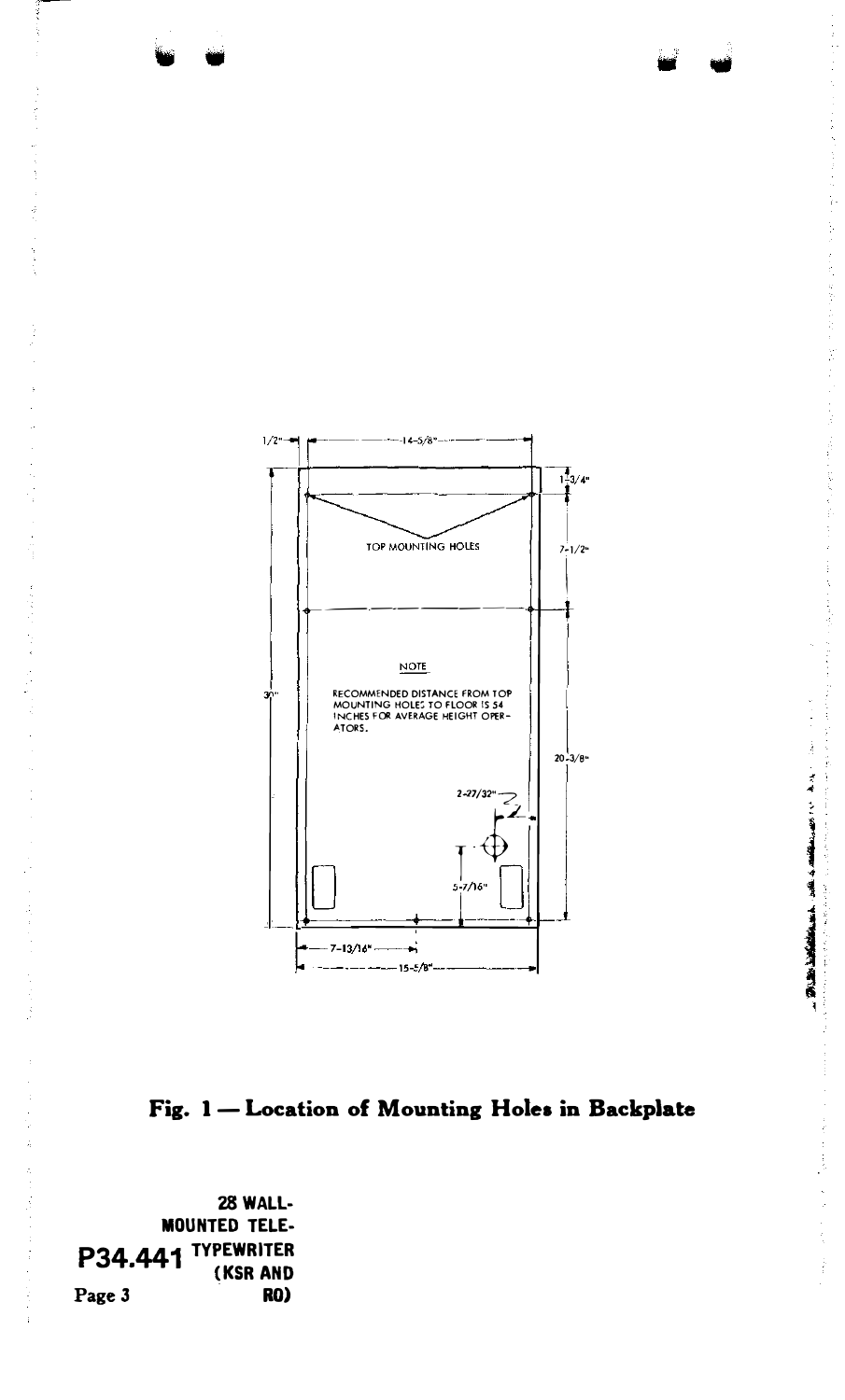1/2" — 14-5/8"

1-3/4"

TOP MOUNTING HOLES

7-1/2"

NOTE

RECOMMENDED DISTANCE FROM TOP MOUNTING HOLES TO FLOOR IS 54 INCHES FOR AVERAGE HEIGHT OPERATORS.

30"

20-3/8"

2-27/32"

5-7/16"

7-13/16"

15-5/8"

**Fig. 1 — Location of Mounting Holes in Backplate**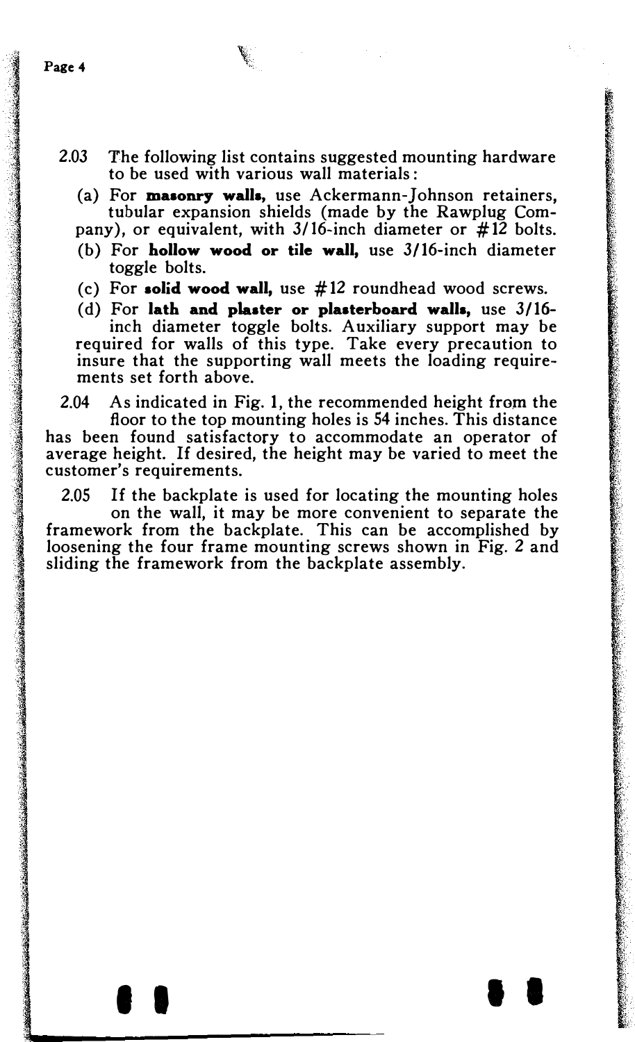2.03 The following list contains suggested mounting hardware to be used with various wall materials:

(a) For **masonry walls,** use Ackermann-Johnson retainers, tubular expansion shields (made by the Rawplug Company), or equivalent, with 3/16-inch diameter or #12 bolts.

(b) For **hollow wood or tile wall,** use 3/16-inch diameter toggle bolts.

(c) For **solid wood wall,** use #12 roundhead wood screws.

(d) For **lath and plaster or plasterboard walls,** use 3/16-inch diameter toggle bolts. Auxiliary support may be required for walls of this type. Take every precaution to insure that the supporting wall meets the loading requirements set forth above.

2.04 As indicated in Fig. 1, the recommended height from the floor to the top mounting holes is 54 inches. This distance has been found satisfactory to accommodate an operator of average height. If desired, the height may be varied to meet the customer's requirements.

2.05 If the backplate is used for locating the mounting holes on the wall, it may be more convenient to separate the framework from the backplate. This can be accomplished by loosening the four frame mounting screws shown in Fig. 2 and sliding the framework from the backplate assembly.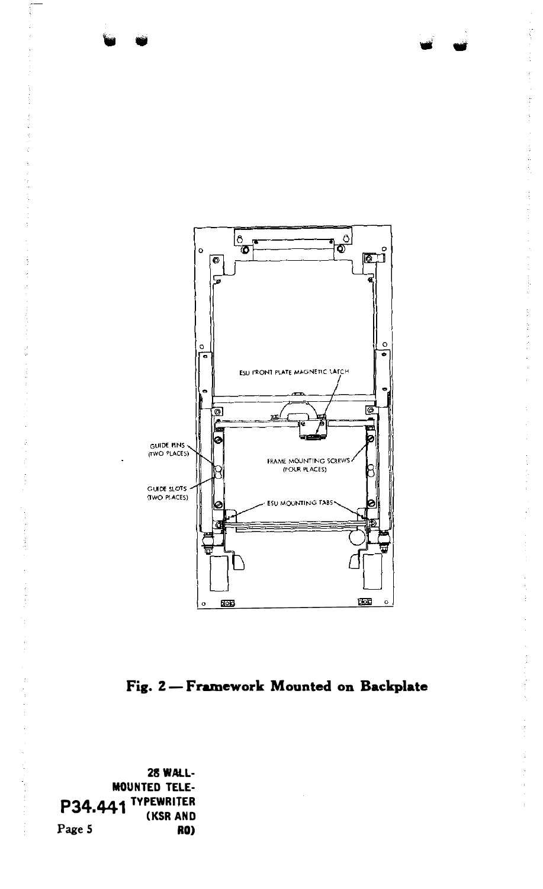ESU FRONT PLATE MAGNETIC LATCH

GUIDE PINS (TWO PLACES)

FRAME MOUNTING SCREWS (FOUR PLACES)

GUIDE SLOTS (TWO PLACES)

ESU MOUNTING TABS

**Fig. 2 — Framework Mounted on Backplate**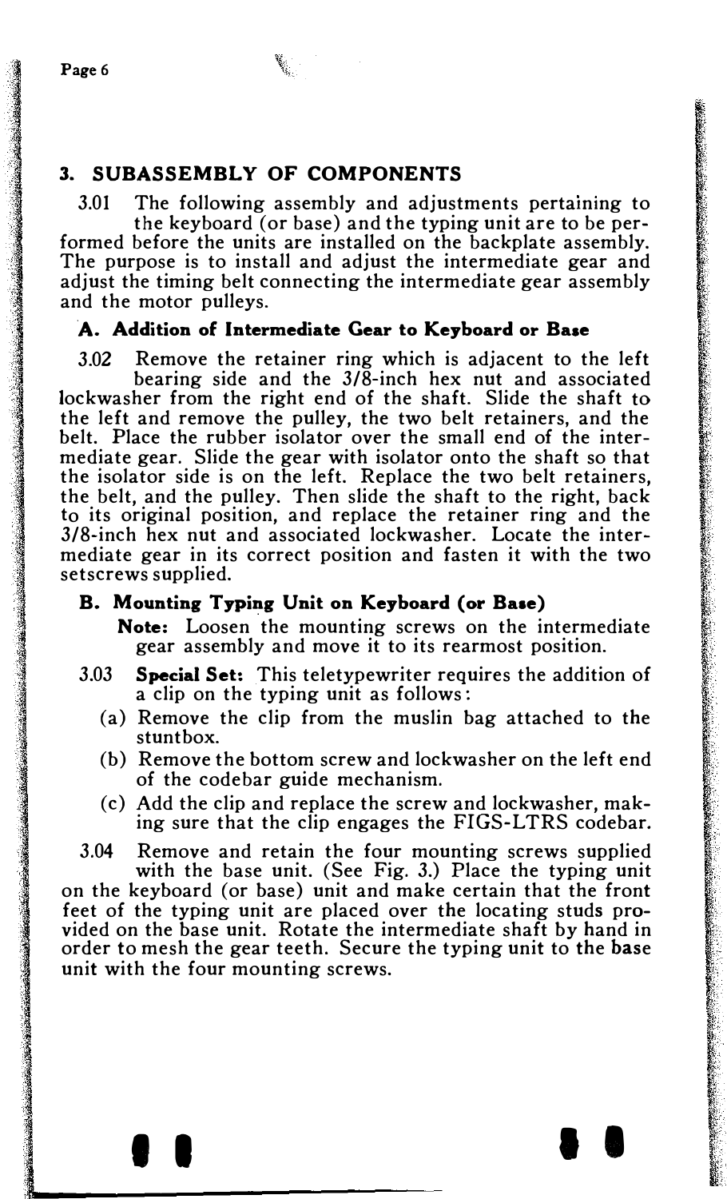## 3. SUBASSEMBLY OF COMPONENTS

3.01 The following assembly and adjustments pertaining to the keyboard (or base) and the typing unit are to be performed before the units are installed on the backplate assembly. The purpose is to install and adjust the intermediate gear and adjust the timing belt connecting the intermediate gear assembly and the motor pulleys.

### A. Addition of Intermediate Gear to Keyboard or Base

3.02 Remove the retainer ring which is adjacent to the left bearing side and the 3/8-inch hex nut and associated lockwasher from the right end of the shaft. Slide the shaft to the left and remove the pulley, the two belt retainers, and the belt. Place the rubber isolator over the small end of the intermediate gear. Slide the gear with isolator onto the shaft so that the isolator side is on the left. Replace the two belt retainers, the belt, and the pulley. Then slide the shaft to the right, back to its original position, and replace the retainer ring and the 3/8-inch hex nut and associated lockwasher. Locate the intermediate gear in its correct position and fasten it with the two setscrews supplied.

### B. Mounting Typing Unit on Keyboard (or Base)

**Note:** Loosen the mounting screws on the intermediate gear assembly and move it to its rearmost position.

3.03 **Special Set:** This teletypewriter requires the addition of a clip on the typing unit as follows:

(a) Remove the clip from the muslin bag attached to the stuntbox.

(b) Remove the bottom screw and lockwasher on the left end of the codebar guide mechanism.

(c) Add the clip and replace the screw and lockwasher, making sure that the clip engages the FIGS-LTRS codebar.

3.04 Remove and retain the four mounting screws supplied with the base unit. (See Fig. 3.) Place the typing unit on the keyboard (or base) unit and make certain that the front feet of the typing unit are placed over the locating studs provided on the base unit. Rotate the intermediate shaft by hand in order to mesh the gear teeth. Secure the typing unit to the base unit with the four mounting screws.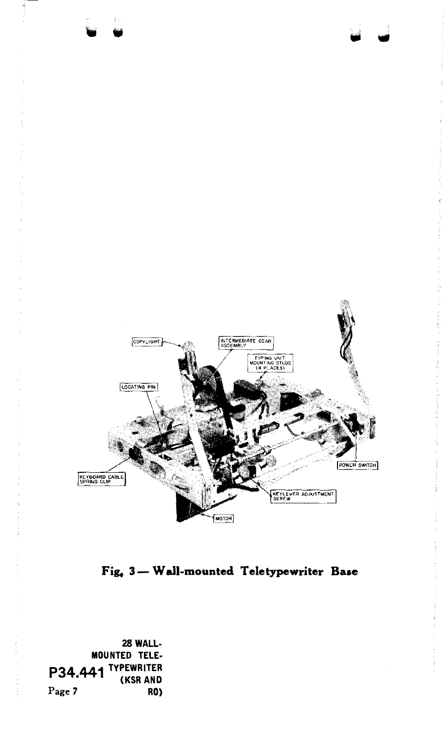Fig. 3 — Wall-mounted Teletypewriter Base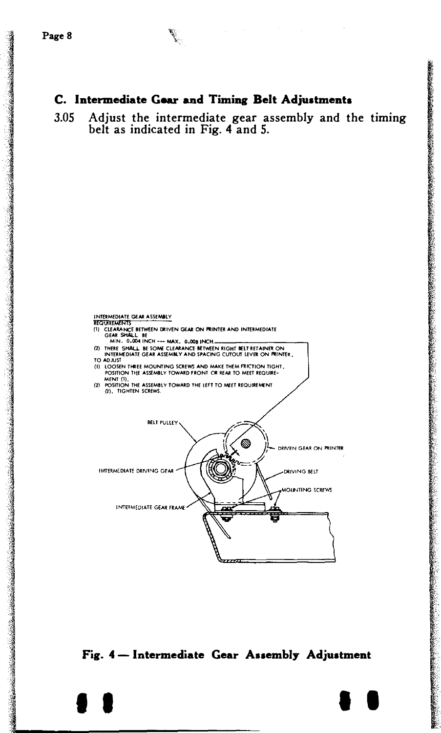## C. Intermediate Gear and Timing Belt Adjustments

3.05 Adjust the intermediate gear assembly and the timing belt as indicated in Fig. 4 and 5.

INTERMEDIATE GEAR ASSEMBLY

REQUIREMENTS

(1) CLEARANCE BETWEEN DRIVEN GEAR ON PRINTER AND INTERMEDIATE GEAR SHALL BE
MIN. 0.004 INCH --- MAX. 0.008 INCH.

(2) THERE SHALL BE SOME CLEARANCE BETWEEN RIGHT BELT RETAINER ON INTERMEDIATE GEAR ASSEMBLY AND SPACING CUTOUT LEVER ON PRINTER.

TO ADJUST

(1) LOOSEN THREE MOUNTING SCREWS AND MAKE THEM FRICTION TIGHT. POSITION THE ASSEMBLY TOWARD FRONT OR REAR TO MEET REQUIREMENT (1).

(2) POSITION THE ASSEMBLY TOWARD THE LEFT TO MEET REQUIREMENT (2). TIGHTEN SCREWS.

BELT PULLEY

DRIVEN GEAR ON PRINTER

INTERMEDIATE DRIVING GEAR

DRIVING BELT

MOUNTING SCREWS

INTERMEDIATE GEAR FRAME

**Fig. 4 — Intermediate Gear Assembly Adjustment**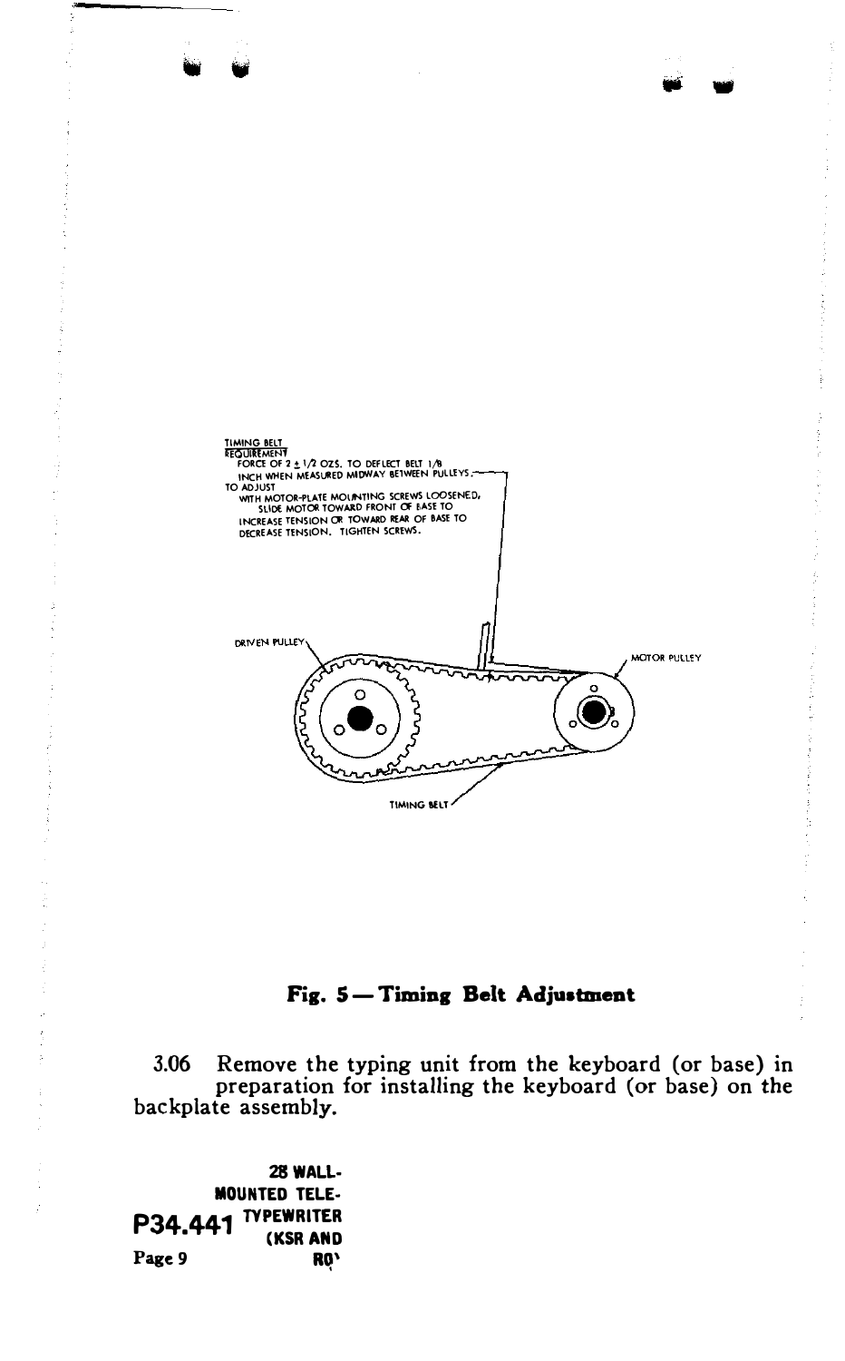TIMING BELT

REQUIREMENT

FORCE OF 2 ± 1/2 OZS. TO DEFLECT BELT 1/8 INCH WHEN MEASURED MIDWAY BETWEEN PULLEYS.

TO ADJUST

WITH MOTOR-PLATE MOUNTING SCREWS LOOSENED, SLIDE MOTOR TOWARD FRONT OF BASE TO INCREASE TENSION OR TOWARD REAR OF BASE TO DECREASE TENSION. TIGHTEN SCREWS.

DRIVEN PULLEY

MOTOR PULLEY

TIMING BELT

**Fig. 5 — Timing Belt Adjustment**

3.06 Remove the typing unit from the keyboard (or base) in preparation for installing the keyboard (or base) on the backplate assembly.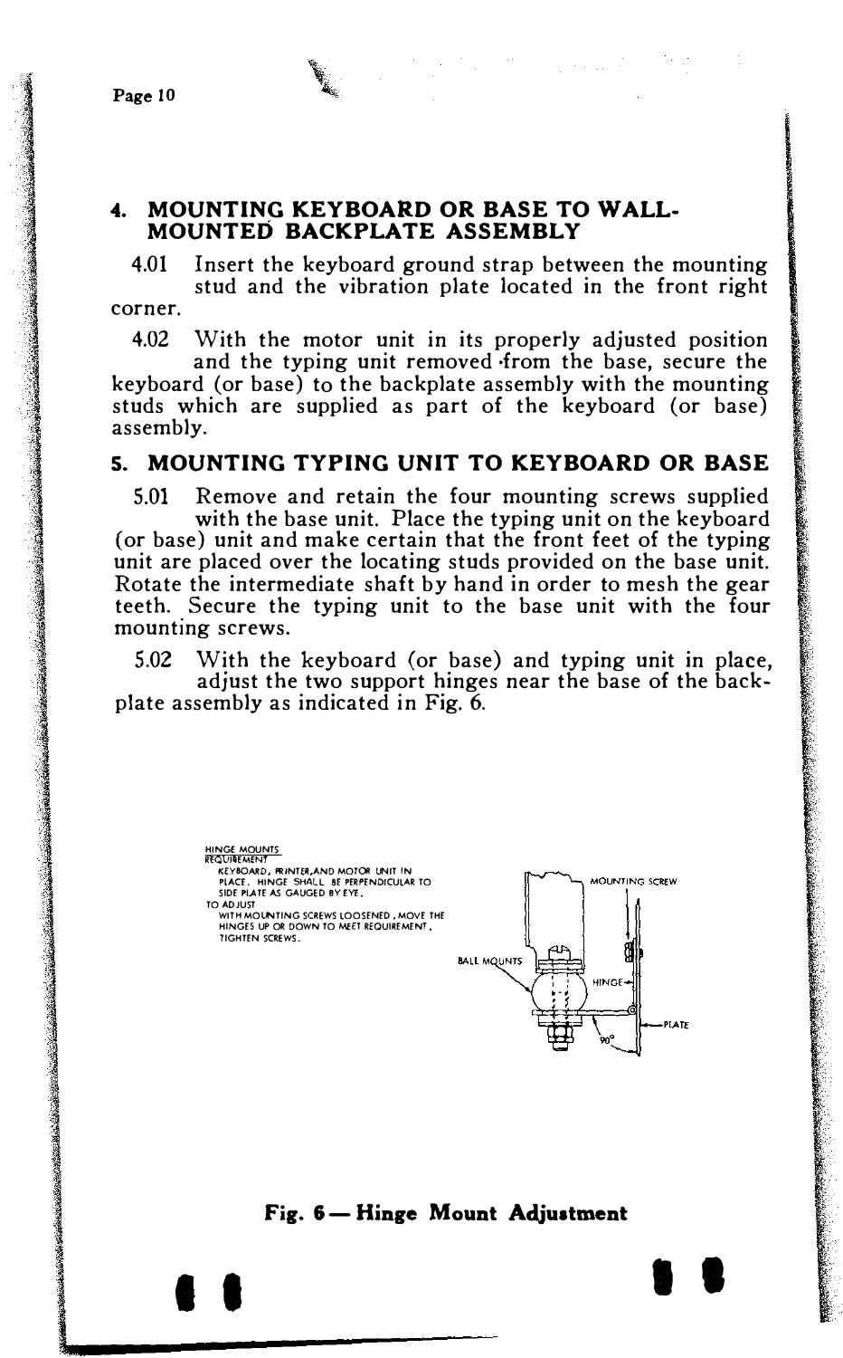## 4. MOUNTING KEYBOARD OR BASE TO WALL-MOUNTED BACKPLATE ASSEMBLY

4.01 Insert the keyboard ground strap between the mounting stud and the vibration plate located in the front right corner.

4.02 With the motor unit in its properly adjusted position and the typing unit removed from the base, secure the keyboard (or base) to the backplate assembly with the mounting studs which are supplied as part of the keyboard (or base) assembly.

## 5. MOUNTING TYPING UNIT TO KEYBOARD OR BASE

5.01 Remove and retain the four mounting screws supplied with the base unit. Place the typing unit on the keyboard (or base) unit and make certain that the front feet of the typing unit are placed over the locating studs provided on the base unit. Rotate the intermediate shaft by hand in order to mesh the gear teeth. Secure the typing unit to the base unit with the four mounting screws.

5.02 With the keyboard (or base) and typing unit in place, adjust the two support hinges near the base of the backplate assembly as indicated in Fig. 6.

HINGE MOUNTS
REQUIREMENT
KEYBOARD, PRINTER, AND MOTOR UNIT IN PLACE. HINGE SHALL BE PERPENDICULAR TO SIDE PLATE AS GAUGED BY EYE.
TO ADJUST
WITH MOUNTING SCREWS LOOSENED, MOVE THE HINGES UP OR DOWN TO MEET REQUIREMENT. TIGHTEN SCREWS.

MOUNTING SCREW

BALL MOUNTS

HINGE

PLATE

90°

**Fig. 6 — Hinge Mount Adjustment**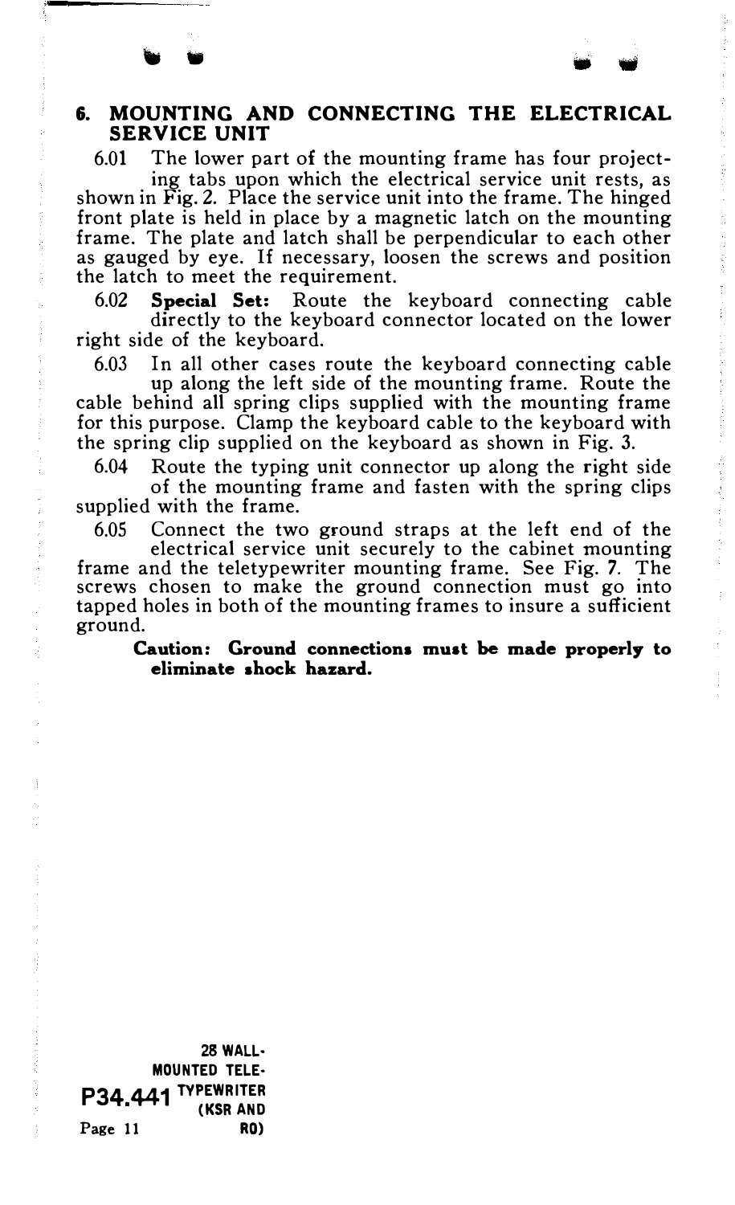## 6. MOUNTING AND CONNECTING THE ELECTRICAL SERVICE UNIT

6.01 The lower part of the mounting frame has four projecting tabs upon which the electrical service unit rests, as shown in Fig. 2. Place the service unit into the frame. The hinged front plate is held in place by a magnetic latch on the mounting frame. The plate and latch shall be perpendicular to each other as gauged by eye. If necessary, loosen the screws and position the latch to meet the requirement.

6.02 **Special Set:** Route the keyboard connecting cable directly to the keyboard connector located on the lower right side of the keyboard.

6.03 In all other cases route the keyboard connecting cable up along the left side of the mounting frame. Route the cable behind all spring clips supplied with the mounting frame for this purpose. Clamp the keyboard cable to the keyboard with the spring clip supplied on the keyboard as shown in Fig. 3.

6.04 Route the typing unit connector up along the right side of the mounting frame and fasten with the spring clips supplied with the frame.

6.05 Connect the two ground straps at the left end of the electrical service unit securely to the cabinet mounting frame and the teletypewriter mounting frame. See Fig. 7. The screws chosen to make the ground connection must go into tapped holes in both of the mounting frames to insure a sufficient ground.

> **Caution: Ground connections must be made properly to eliminate shock hazard.**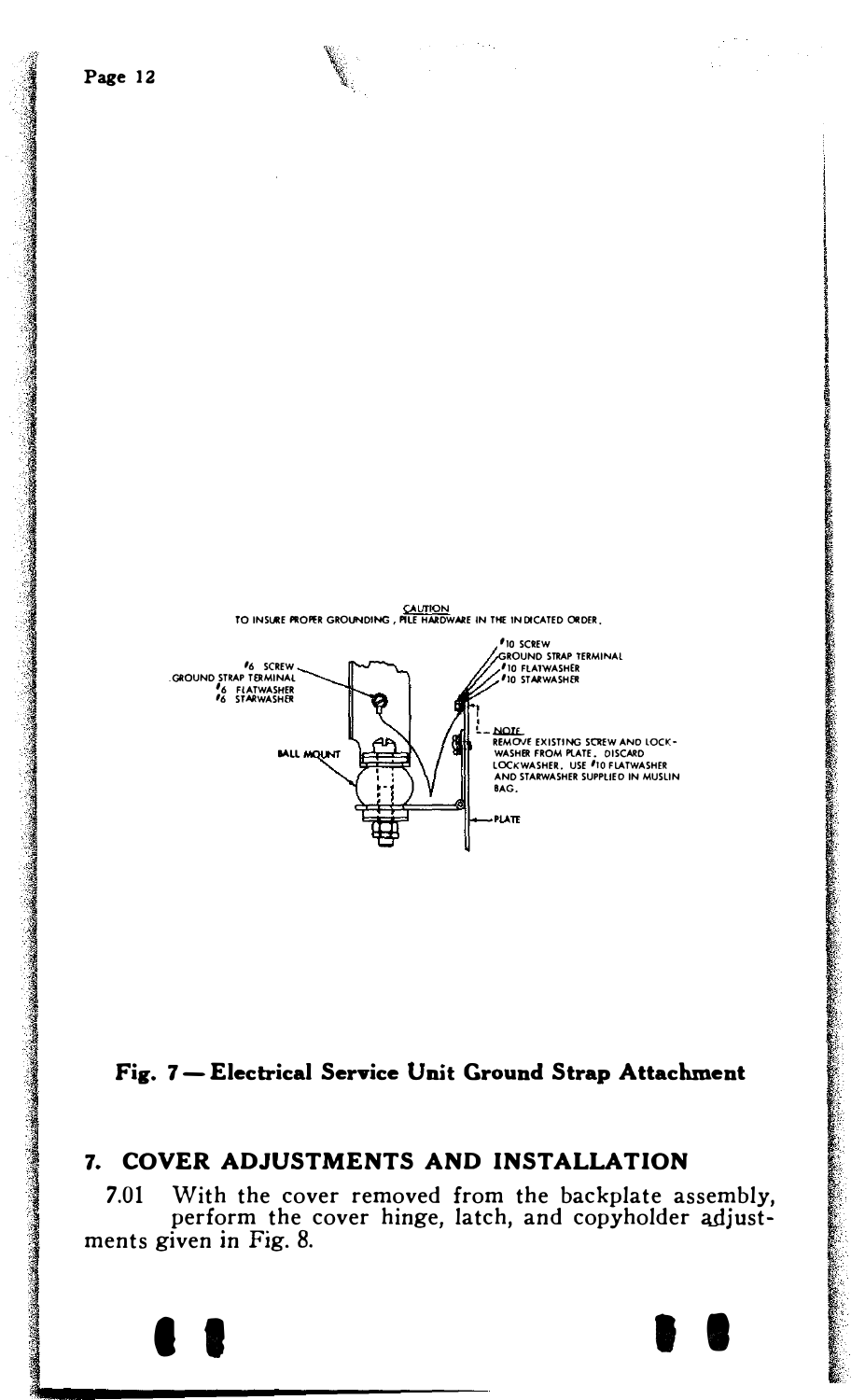CAUTION
TO INSURE PROPER GROUNDING, PILE HARDWARE IN THE INDICATED ORDER.

#6 SCREW
GROUND STRAP TERMINAL
#6 FLATWASHER
#6 STARWASHER

#10 SCREW
GROUND STRAP TERMINAL
#10 FLATWASHER
#10 STARWASHER

BALL MOUNT

NOTE
REMOVE EXISTING SCREW AND LOCKWASHER FROM PLATE. DISCARD LOCKWASHER. USE #10 FLATWASHER AND STARWASHER SUPPLIED IN MUSLIN BAG.

PLATE

**Fig. 7 — Electrical Service Unit Ground Strap Attachment**

## 7. COVER ADJUSTMENTS AND INSTALLATION

7.01 With the cover removed from the backplate assembly, perform the cover hinge, latch, and copyholder adjustments given in Fig. 8.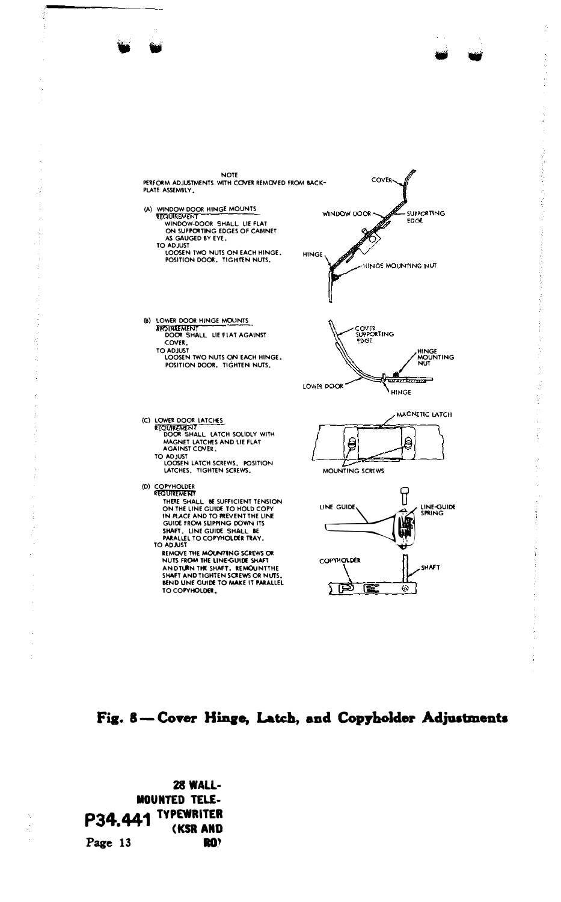NOTE
PERFORM ADJUSTMENTS WITH COVER REMOVED FROM BACK-PLATE ASSEMBLY.

(A) WINDOW-DOOR HINGE MOUNTS

REQUIREMENT
WINDOW-DOOR SHALL LIE FLAT ON SUPPORTING EDGES OF CABINET AS GAUGED BY EYE.

TO ADJUST
LOOSEN TWO NUTS ON EACH HINGE. POSITION DOOR. TIGHTEN NUTS.

COVER

WINDOW DOOR

SUPPORTING EDGE

HINGE

HINGE MOUNTING NUT

(B) LOWER DOOR HINGE MOUNTS

REQUIREMENT
DOOR SHALL LIE FLAT AGAINST COVER.

TO ADJUST
LOOSEN TWO NUTS ON EACH HINGE. POSITION DOOR. TIGHTEN NUTS.

COVER SUPPORTING EDGE

HINGE MOUNTING NUT

LOWER DOOR

HINGE

(C) LOWER DOOR LATCHES

REQUIREMENT
DOOR SHALL LATCH SOLIDLY WITH MAGNET LATCHES AND LIE FLAT AGAINST COVER.

TO ADJUST
LOOSEN LATCH SCREWS. POSITION LATCHES. TIGHTEN SCREWS.

MAGNETIC LATCH

MOUNTING SCREWS

(D) COPYHOLDER

REQUIREMENT
THERE SHALL BE SUFFICIENT TENSION ON THE LINE GUIDE TO HOLD COPY IN PLACE AND TO PREVENT THE LINE GUIDE FROM SLIPPING DOWN ITS SHAFT. LINE GUIDE SHALL BE PARALLEL TO COPYHOLDER TRAY.

TO ADJUST
REMOVE THE MOUNTING SCREWS OR NUTS FROM THE LINE-GUIDE SHAFT AND TURN THE SHAFT. REMOUNT THE SHAFT AND TIGHTEN SCREWS OR NUTS. BEND LINE GUIDE TO MAKE IT PARALLEL TO COPYHOLDER.

LINE GUIDE

LINE-GUIDE SPRING

COPYHOLDER

SHAFT

**Fig. 8 — Cover Hinge, Latch, and Copyholder Adjustments**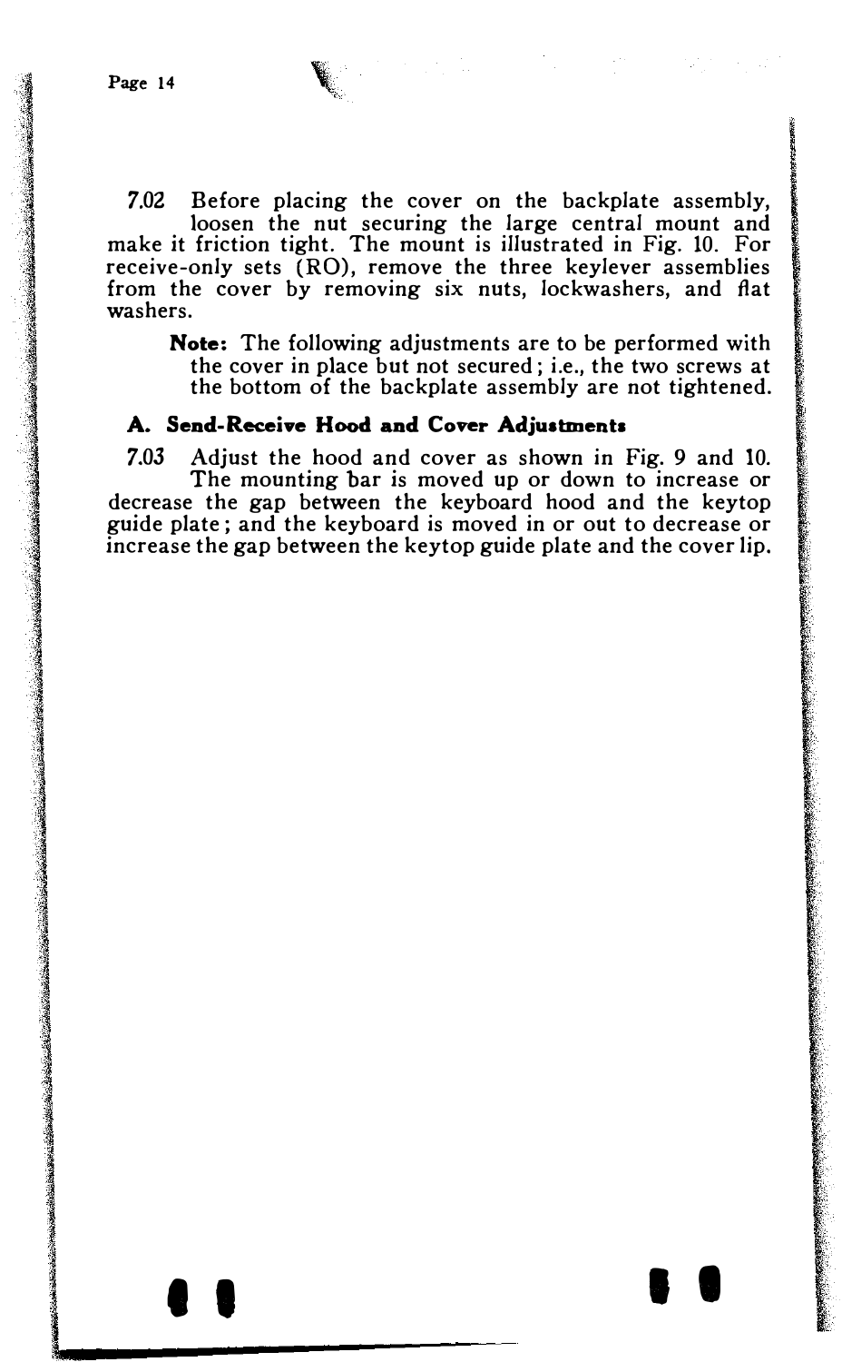7.02 Before placing the cover on the backplate assembly, loosen the nut securing the large central mount and make it friction tight. The mount is illustrated in Fig. 10. For receive-only sets (RO), remove the three keylever assemblies from the cover by removing six nuts, lockwashers, and flat washers.

> **Note:** The following adjustments are to be performed with the cover in place but not secured; i.e., the two screws at the bottom of the backplate assembly are not tightened.

### A. Send-Receive Hood and Cover Adjustments

7.03 Adjust the hood and cover as shown in Fig. 9 and 10. The mounting bar is moved up or down to increase or decrease the gap between the keyboard hood and the keytop guide plate; and the keyboard is moved in or out to decrease or increase the gap between the keytop guide plate and the cover lip.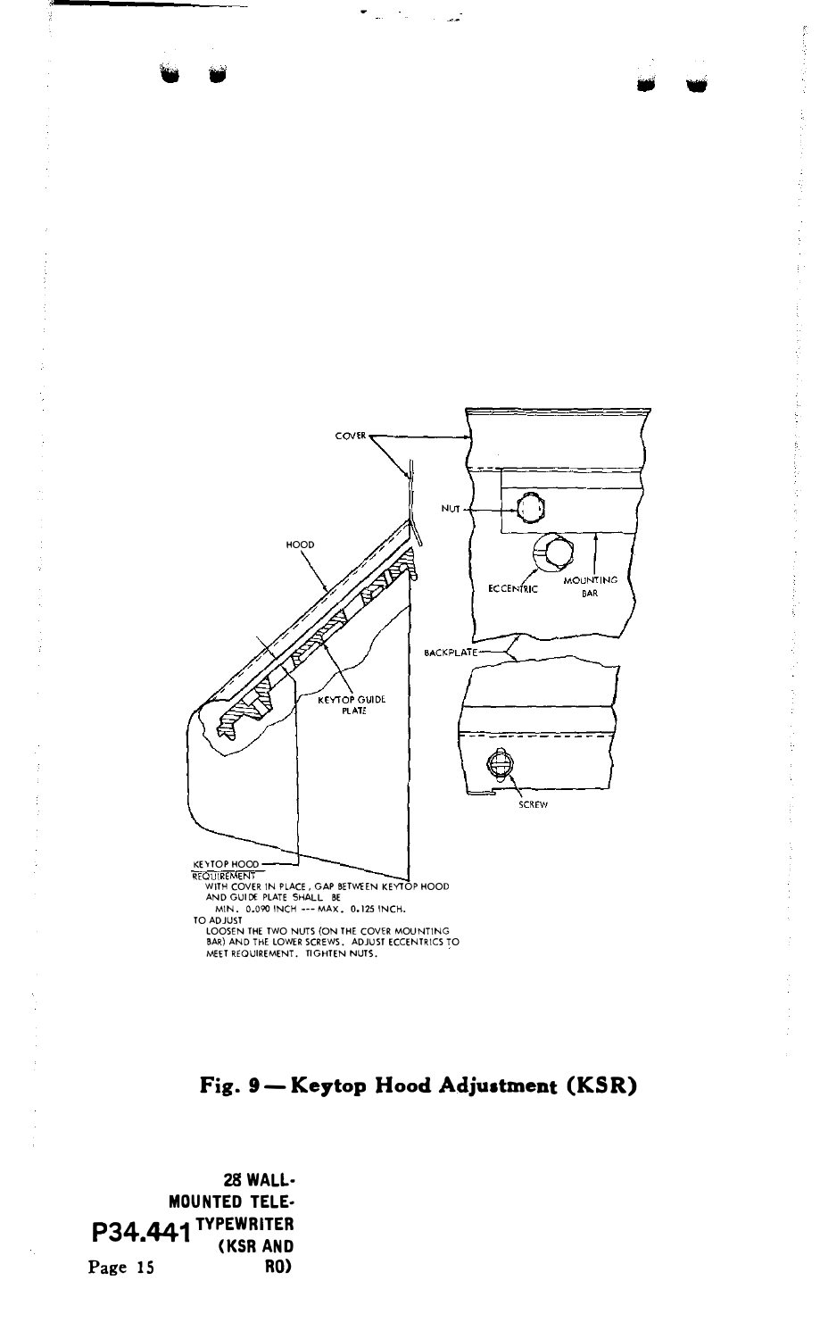COVER

NUT

HOOD

MOUNTING BAR

ECCENTRIC

BACKPLATE

KEYTOP GUIDE PLATE

SCREW

KEYTOP HOOD

REQUIREMENT
WITH COVER IN PLACE, GAP BETWEEN KEYTOP HOOD AND GUIDE PLATE SHALL BE
MIN. 0.090 INCH --- MAX. 0.125 INCH.

TO ADJUST
LOOSEN THE TWO NUTS (ON THE COVER MOUNTING BAR) AND THE LOWER SCREWS. ADJUST ECCENTRICS TO MEET REQUIREMENT. TIGHTEN NUTS.

**Fig. 9 — Keytop Hood Adjustment (KSR)**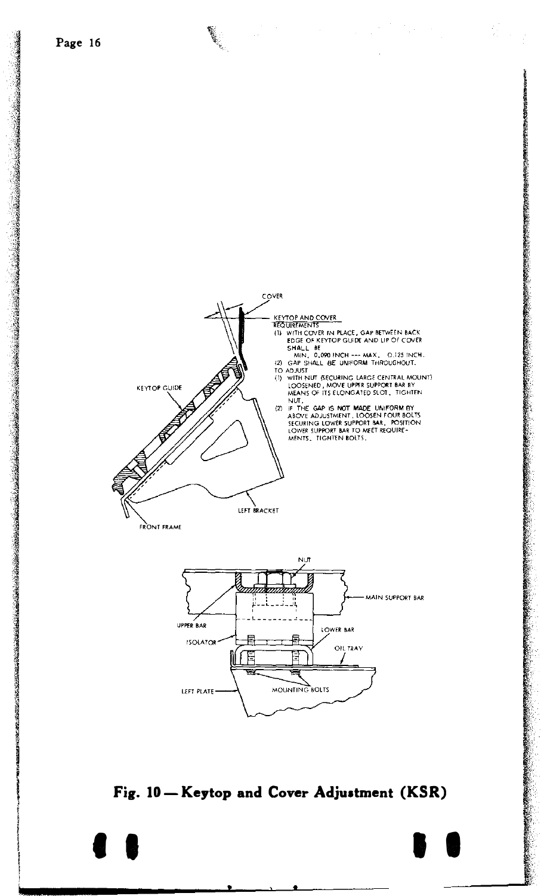COVER

KEYTOP AND COVER
REQUIREMENTS
(1) WITH COVER IN PLACE, GAP BETWEEN BACK EDGE OF KEYTOP GUIDE AND LIP OF COVER SHALL BE
MIN. 0.090 INCH --- MAX. 0.125 INCH.
(2) GAP SHALL BE UNIFORM THROUGHOUT.
TO ADJUST
(1) WITH NUT (SECURING LARGE CENTRAL MOUNT) LOOSENED, MOVE UPPER SUPPORT BAR BY MEANS OF ITS ELONGATED SLOT. TIGHTEN NUT.
(2) IF THE GAP IS NOT MADE UNIFORM BY ABOVE ADJUSTMENT, LOOSEN FOUR BOLTS SECURING LOWER SUPPORT BAR. POSITION LOWER SUPPORT BAR TO MEET REQUIREMENTS. TIGHTEN BOLTS.

KEYTOP GUIDE

LEFT BRACKET

FRONT FRAME

NUT

MAIN SUPPORT BAR

UPPER BAR

LOWER BAR

ISOLATOR

OIL TRAY

LEFT PLATE

MOUNTING BOLTS

**Fig. 10 — Keytop and Cover Adjustment (KSR)**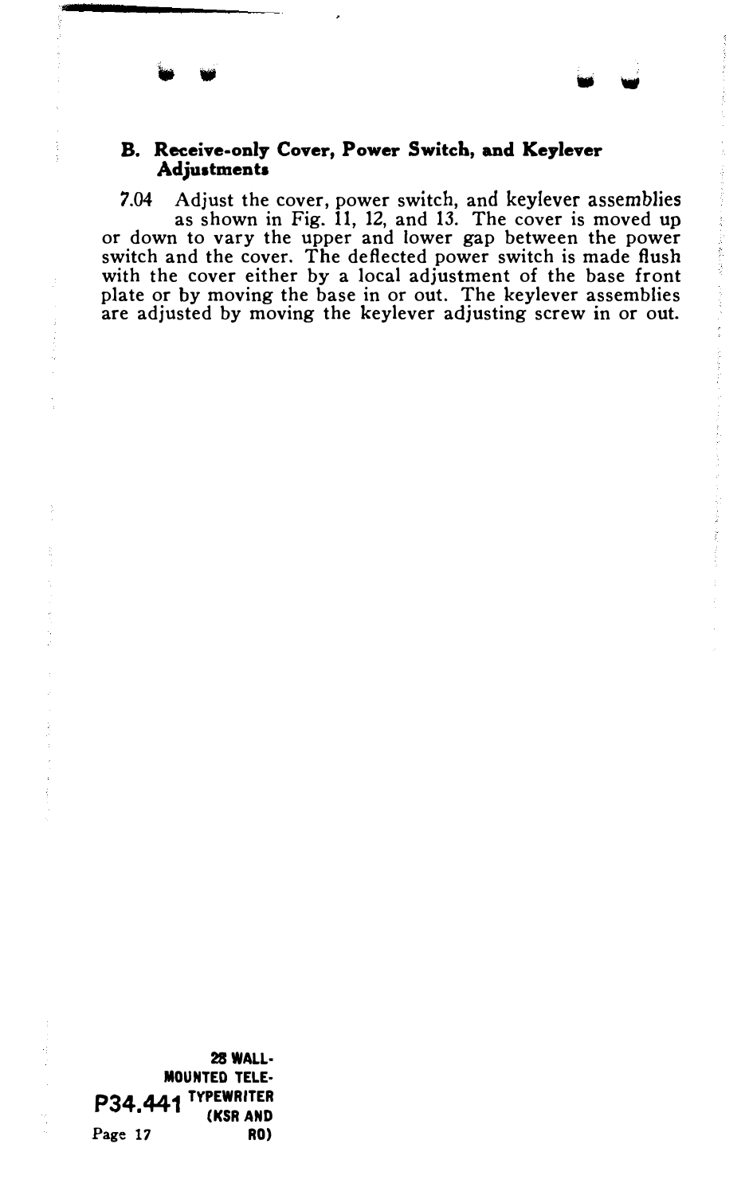### B. Receive-only Cover, Power Switch, and Keylever Adjustments

7.04 Adjust the cover, power switch, and keylever assemblies as shown in Fig. 11, 12, and 13. The cover is moved up or down to vary the upper and lower gap between the power switch and the cover. The deflected power switch is made flush with the cover either by a local adjustment of the base front plate or by moving the base in or out. The keylever assemblies are adjusted by moving the keylever adjusting screw in or out.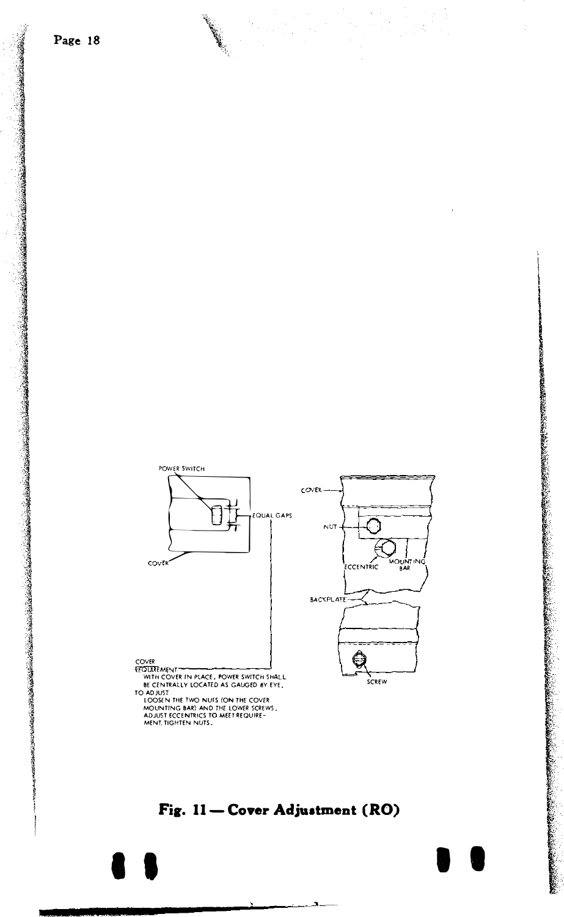POWER SWITCH

EQUAL GAPS

COVER

COVER

NUT

ECCENTRIC

MOUNTING BAR

BACKPLATE

SCREW

COVER

REQUIREMENT

WITH COVER IN PLACE, POWER SWITCH SHALL BE CENTRALLY LOCATED AS GAUGED BY EYE.

TO ADJUST

LOOSEN THE TWO NUTS (ON THE COVER MOUNTING BAR) AND THE LOWER SCREWS. ADJUST ECCENTRICS TO MEET REQUIREMENT. TIGHTEN NUTS.

**Fig. 11 — Cover Adjustment (RO)**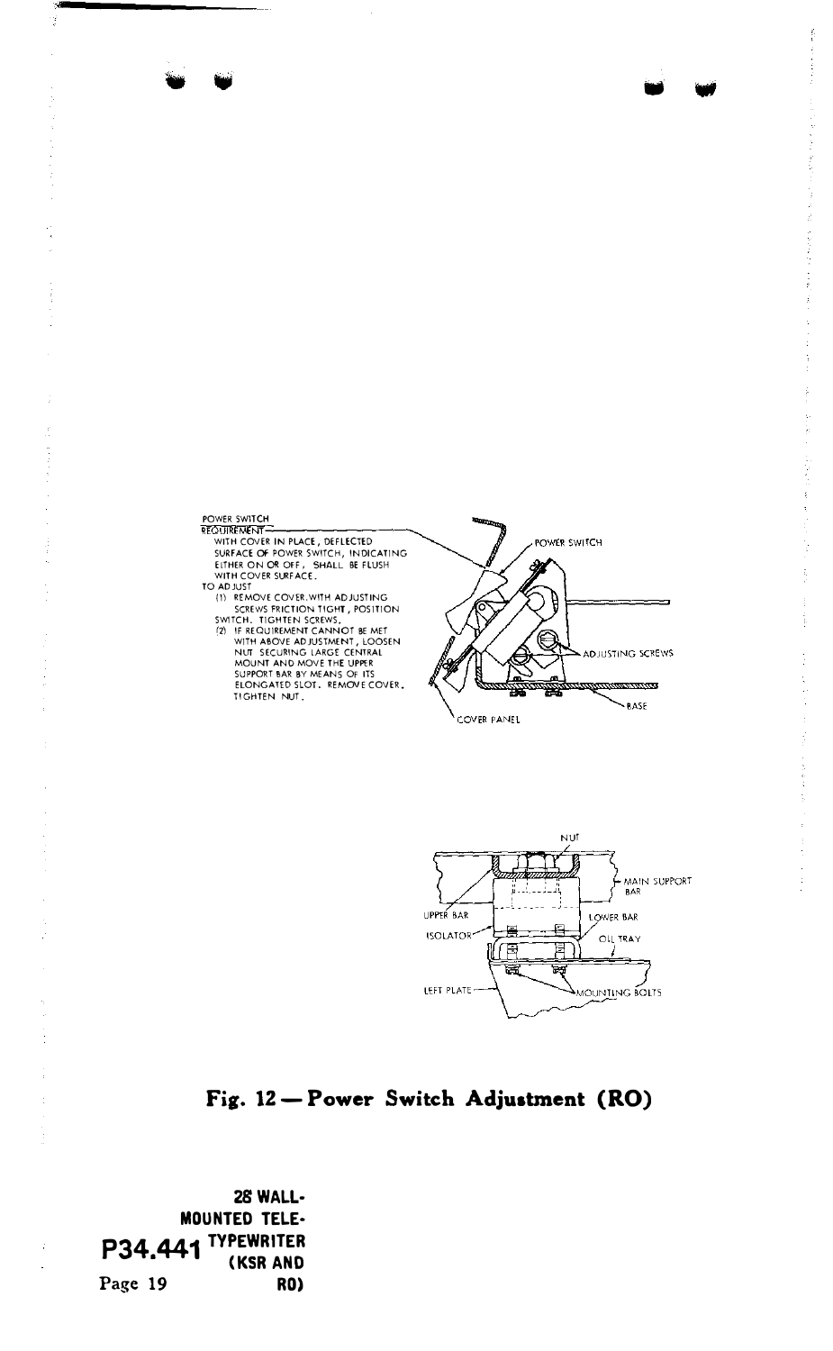POWER SWITCH

REQUIREMENT

WITH COVER IN PLACE, DEFLECTED SURFACE OF POWER SWITCH, INDICATING EITHER ON OR OFF, SHALL BE FLUSH WITH COVER SURFACE.

TO ADJUST

(1) REMOVE COVER. WITH ADJUSTING SCREWS FRICTION TIGHT, POSITION SWITCH. TIGHTEN SCREWS.

(2) IF REQUIREMENT CANNOT BE MET WITH ABOVE ADJUSTMENT, LOOSEN NUT SECURING LARGE CENTRAL MOUNT AND MOVE THE UPPER SUPPORT BAR BY MEANS OF ITS ELONGATED SLOT. REMOVE COVER. TIGHTEN NUT.

POWER SWITCH

ADJUSTING SCREWS

BASE

COVER PANEL

NUT

MAIN SUPPORT BAR

UPPER BAR

LOWER BAR

ISOLATOR

OIL TRAY

LEFT PLATE

MOUNTING BOLTS

**Fig. 12 — Power Switch Adjustment (RO)**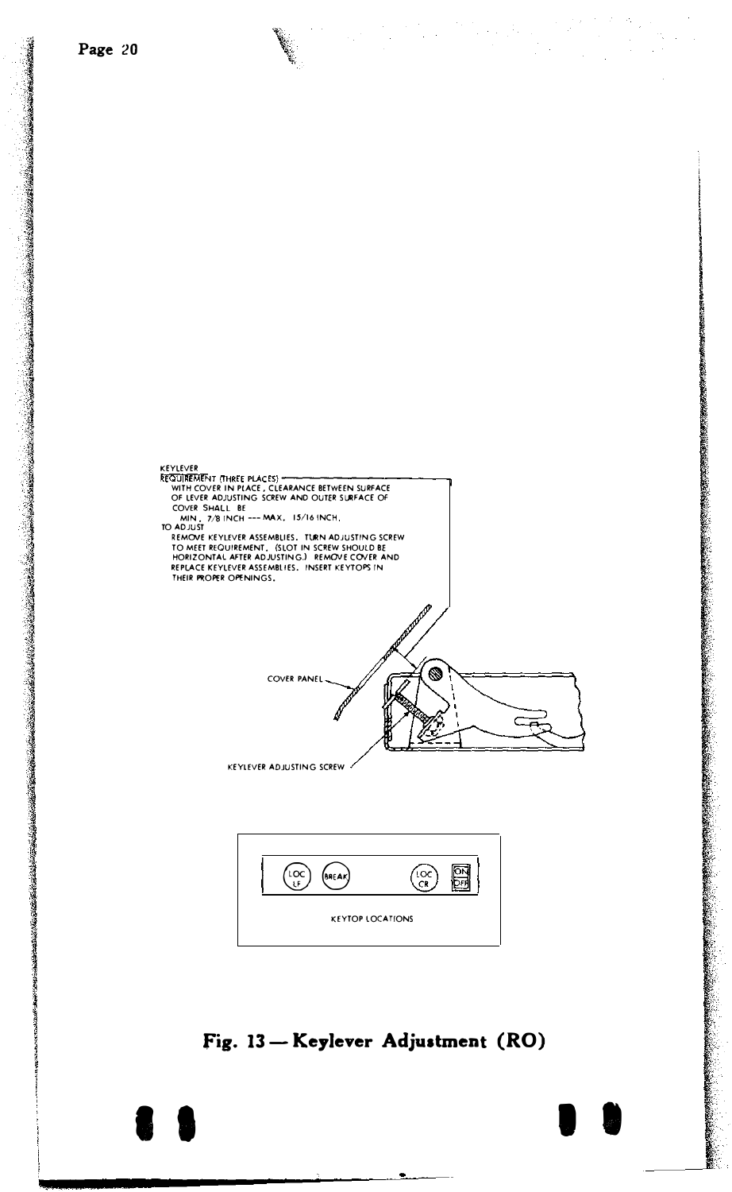KEYLEVER

REQUIREMENT (THREE PLACES)
WITH COVER IN PLACE, CLEARANCE BETWEEN SURFACE OF LEVER ADJUSTING SCREW AND OUTER SURFACE OF COVER SHALL BE
MIN. 7/8 INCH --- MAX. 15/16 INCH.

TO ADJUST
REMOVE KEYLEVER ASSEMBLIES. TURN ADJUSTING SCREW TO MEET REQUIREMENT. (SLOT IN SCREW SHOULD BE HORIZONTAL AFTER ADJUSTING.) REMOVE COVER AND REPLACE KEYLEVER ASSEMBLIES. INSERT KEYTOPS IN THEIR PROPER OPENINGS.

COVER PANEL

KEYLEVER ADJUSTING SCREW

LOC LF    BREAK    LOC CR    ON OFF

KEYTOP LOCATIONS

**Fig. 13 — Keylever Adjustment (RO)**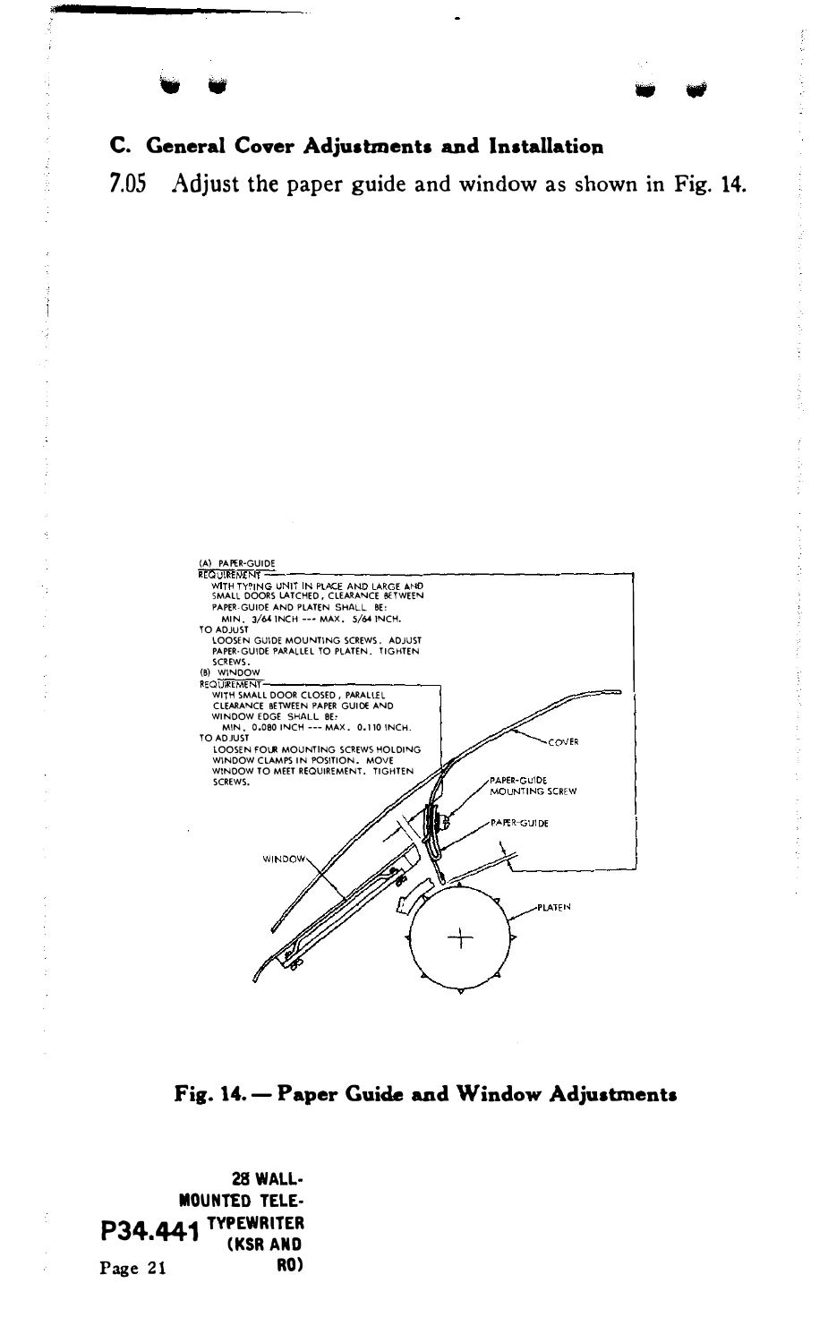### C. General Cover Adjustments and Installation

7.05 Adjust the paper guide and window as shown in Fig. 14.

(A) PAPER-GUIDE
REQUIREMENT
WITH TYPING UNIT IN PLACE AND LARGE AND SMALL DOORS LATCHED, CLEARANCE BETWEEN PAPER-GUIDE AND PLATEN SHALL BE:
MIN. 3/64 INCH --- MAX. 5/64 INCH.
TO ADJUST
LOOSEN GUIDE MOUNTING SCREWS. ADJUST PAPER-GUIDE PARALLEL TO PLATEN. TIGHTEN SCREWS.

(B) WINDOW
REQUIREMENT
WITH SMALL DOOR CLOSED, PARALLEL CLEARANCE BETWEEN PAPER GUIDE AND WINDOW EDGE SHALL BE:
MIN. 0.080 INCH --- MAX. 0.110 INCH.
TO ADJUST
LOOSEN FOUR MOUNTING SCREWS HOLDING WINDOW CLAMPS IN POSITION. MOVE WINDOW TO MEET REQUIREMENT. TIGHTEN SCREWS.

COVER

PAPER-GUIDE MOUNTING SCREW

PAPER-GUIDE

WINDOW

PLATEN

**Fig. 14. — Paper Guide and Window Adjustments**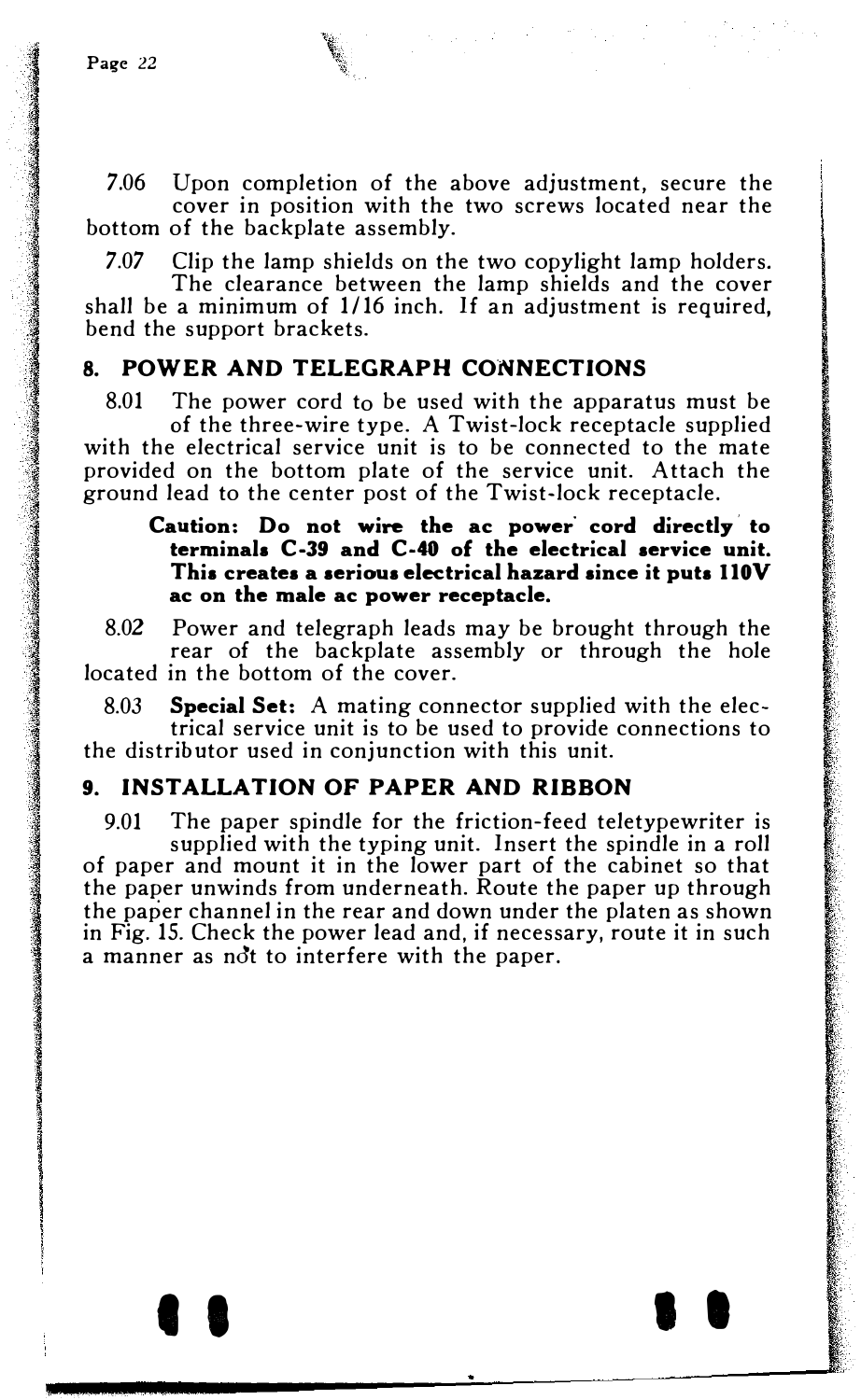7.06 Upon completion of the above adjustment, secure the cover in position with the two screws located near the bottom of the backplate assembly.

7.07 Clip the lamp shields on the two copylight lamp holders. The clearance between the lamp shields and the cover shall be a minimum of 1/16 inch. If an adjustment is required, bend the support brackets.

## 8. POWER AND TELEGRAPH CONNECTIONS

8.01 The power cord to be used with the apparatus must be of the three-wire type. A Twist-lock receptacle supplied with the electrical service unit is to be connected to the mate provided on the bottom plate of the service unit. Attach the ground lead to the center post of the Twist-lock receptacle.

> **Caution: Do not wire the ac power cord directly to terminals C-39 and C-40 of the electrical service unit. This creates a serious electrical hazard since it puts 110V ac on the male ac power receptacle.**

8.02 Power and telegraph leads may be brought through the rear of the backplate assembly or through the hole located in the bottom of the cover.

8.03 **Special Set:** A mating connector supplied with the electrical service unit is to be used to provide connections to the distributor used in conjunction with this unit.

## 9. INSTALLATION OF PAPER AND RIBBON

9.01 The paper spindle for the friction-feed teletypewriter is supplied with the typing unit. Insert the spindle in a roll of paper and mount it in the lower part of the cabinet so that the paper unwinds from underneath. Route the paper up through the paper channel in the rear and down under the platen as shown in Fig. 15. Check the power lead and, if necessary, route it in such a manner as not to interfere with the paper.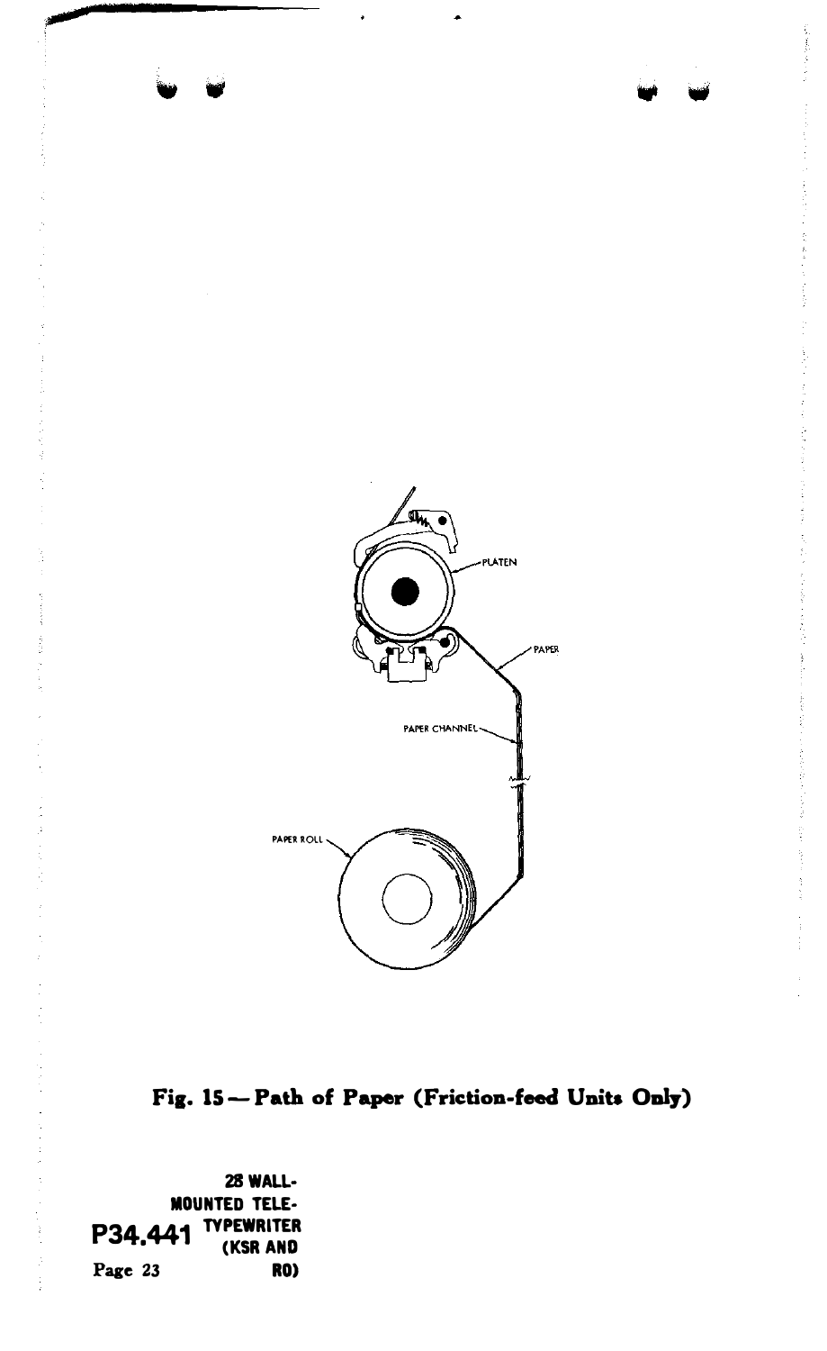**Fig. 15 — Path of Paper (Friction-feed Units Only)**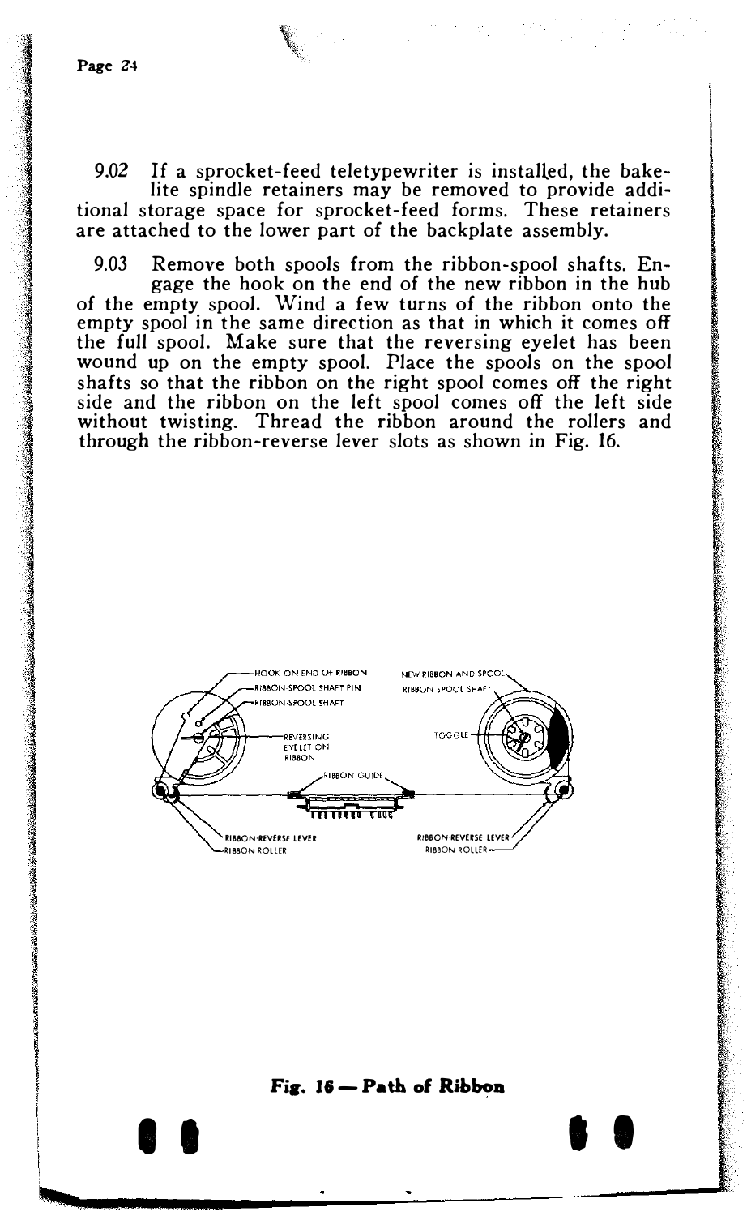9.02 If a sprocket-feed teletypewriter is installed, the bakelite spindle retainers may be removed to provide additional storage space for sprocket-feed forms. These retainers are attached to the lower part of the backplate assembly.

9.03 Remove both spools from the ribbon-spool shafts. Engage the hook on the end of the new ribbon in the hub of the empty spool. Wind a few turns of the ribbon onto the empty spool in the same direction as that in which it comes off the full spool. Make sure that the reversing eyelet has been wound up on the empty spool. Place the spools on the spool shafts so that the ribbon on the right spool comes off the right side and the ribbon on the left spool comes off the left side without twisting. Thread the ribbon around the rollers and through the ribbon-reverse lever slots as shown in Fig. 16.

**Fig. 16 — Path of Ribbon**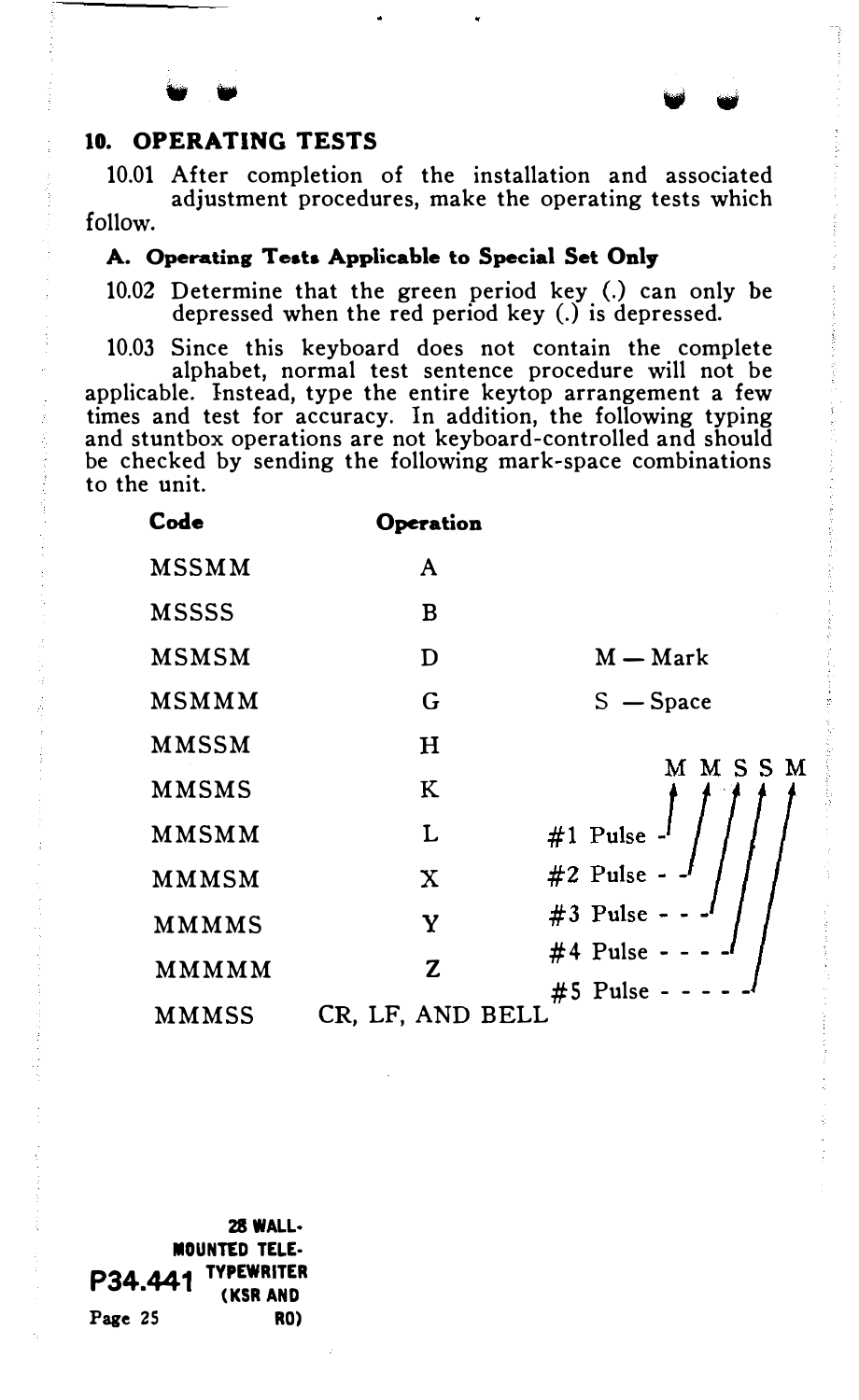## 10. OPERATING TESTS

10.01 After completion of the installation and associated adjustment procedures, make the operating tests which follow.

### A. Operating Tests Applicable to Special Set Only

10.02 Determine that the green period key (.) can only be depressed when the red period key (.) is depressed.

10.03 Since this keyboard does not contain the complete alphabet, normal test sentence procedure will not be applicable. Instead, type the entire keytop arrangement a few times and test for accuracy. In addition, the following typing and stuntbox operations are not keyboard-controlled and should be checked by sending the following mark-space combinations to the unit.

| Code | Operation |
|---|---|
| MSSMM | A |
| MSSSS | B |
| MSMSM | D |
| MSMMM | G |
| MMSSM | H |
| MMSMS | K |
| MMSMM | L |
| MMMSM | X |
| MMMMS | Y |
| MMMMM | Z |
| MMMSS | CR, LF, AND BELL |

M — Mark

S — Space

M M S S M

#1 Pulse — first character (M)
#2 Pulse — second character (M)
#3 Pulse — third character (S)
#4 Pulse — fourth character (S)
#5 Pulse — fifth character (M)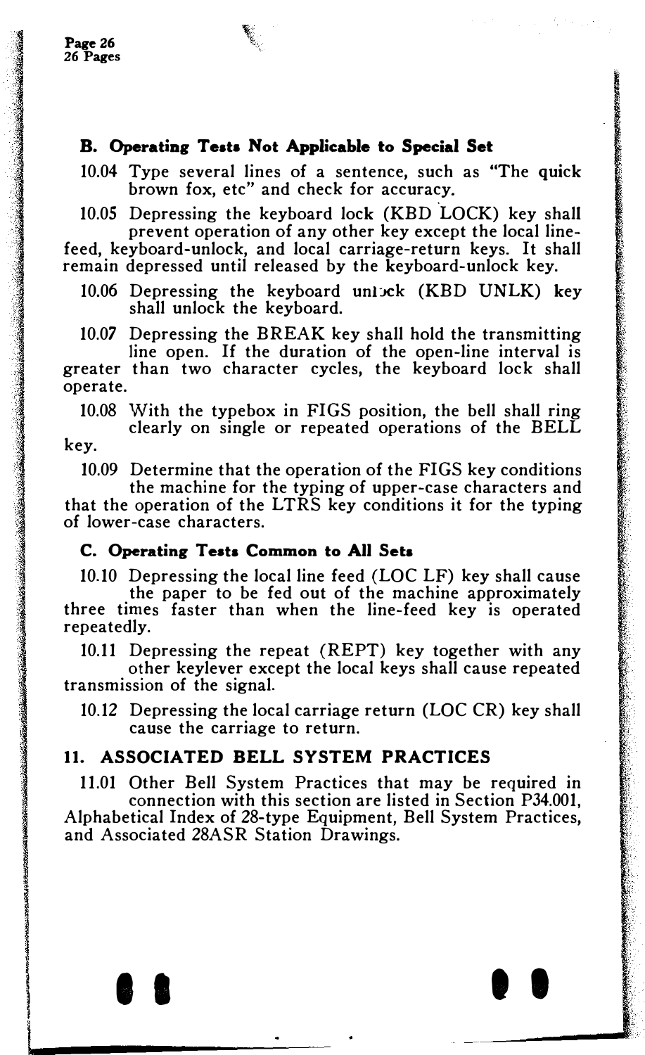### B. Operating Tests Not Applicable to Special Set

10.04 Type several lines of a sentence, such as "The quick brown fox, etc" and check for accuracy.

10.05 Depressing the keyboard lock (KBD LOCK) key shall prevent operation of any other key except the local line-feed, keyboard-unlock, and local carriage-return keys. It shall remain depressed until released by the keyboard-unlock key.

10.06 Depressing the keyboard unlock (KBD UNLK) key shall unlock the keyboard.

10.07 Depressing the BREAK key shall hold the transmitting line open. If the duration of the open-line interval is greater than two character cycles, the keyboard lock shall operate.

10.08 With the typebox in FIGS position, the bell shall ring clearly on single or repeated operations of the BELL key.

10.09 Determine that the operation of the FIGS key conditions the machine for the typing of upper-case characters and that the operation of the LTRS key conditions it for the typing of lower-case characters.

### C. Operating Tests Common to All Sets

10.10 Depressing the local line feed (LOC LF) key shall cause the paper to be fed out of the machine approximately three times faster than when the line-feed key is operated repeatedly.

10.11 Depressing the repeat (REPT) key together with any other keylever except the local keys shall cause repeated transmission of the signal.

10.12 Depressing the local carriage return (LOC CR) key shall cause the carriage to return.

## 11. ASSOCIATED BELL SYSTEM PRACTICES

11.01 Other Bell System Practices that may be required in connection with this section are listed in Section P34.001, Alphabetical Index of 28-type Equipment, Bell System Practices, and Associated 28ASR Station Drawings.